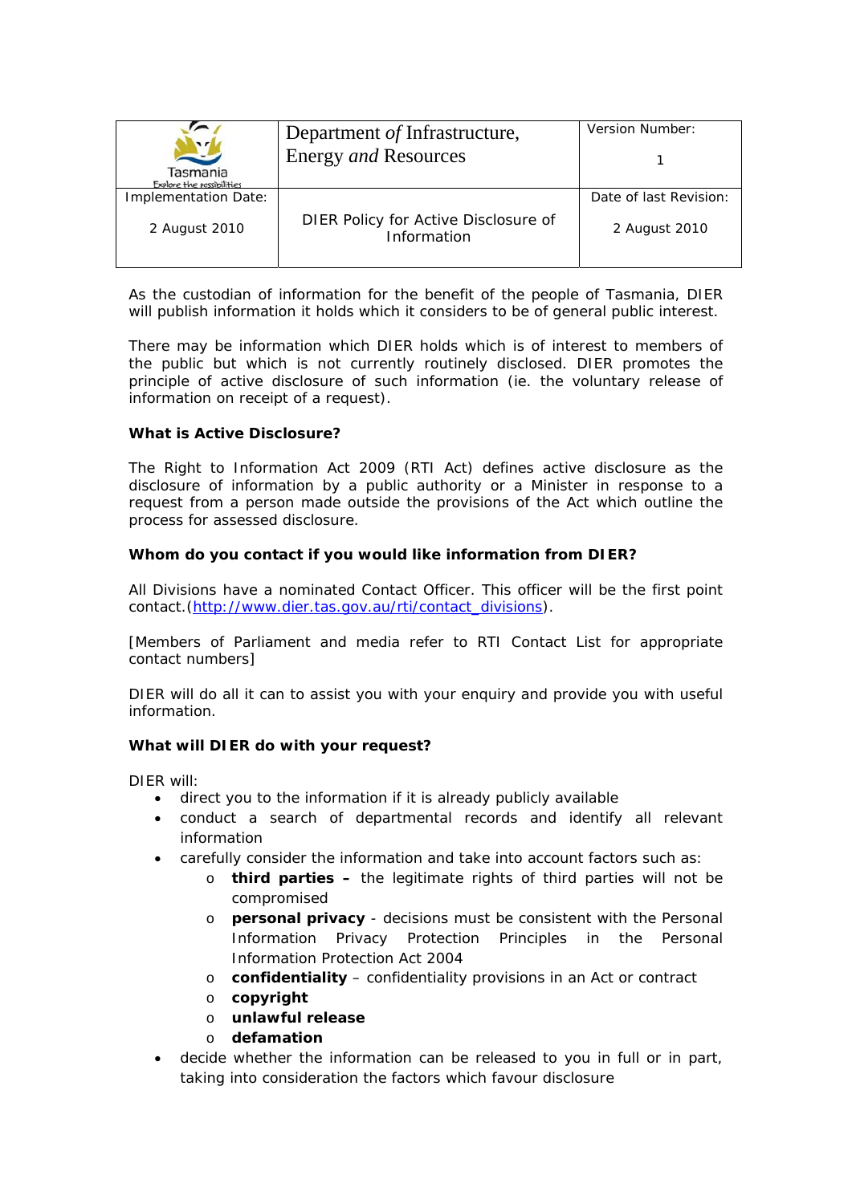| Tasmania Explore the possibilities | Department *of* Infrastructure, Energy *and* Resources | Version Number: 1 |
|---|---|---|
| Implementation Date: 2 August 2010 | DIER Policy for Active Disclosure of Information | Date of last Revision: 2 August 2010 |

As the custodian of information for the benefit of the people of Tasmania, DIER will publish information it holds which it considers to be of general public interest.

There may be information which DIER holds which is of interest to members of the public but which is not currently routinely disclosed. DIER promotes the principle of active disclosure of such information (ie. the voluntary release of information on receipt of a request).

**What is Active Disclosure?**

The Right to Information Act 2009 (RTI Act) defines active disclosure as the disclosure of information by a public authority or a Minister in response to a request from a person made outside the provisions of the Act which outline the process for assessed disclosure.

**Whom do you contact if you would like information from DIER?**

All Divisions have a nominated Contact Officer. This officer will be the first point contact.([http://www.dier.tas.gov.au/rti/contact_divisions](http://www.dier.tas.gov.au/rti/contact_divisions)).

[Members of Parliament and media refer to RTI Contact List for appropriate contact numbers]

DIER will do all it can to assist you with your enquiry and provide you with useful information.

**What will DIER do with your request?**

DIER will:

- direct you to the information if it is already publicly available
- conduct a search of departmental records and identify all relevant information
- carefully consider the information and take into account factors such as:
  - **third parties –** the legitimate rights of third parties will not be compromised
  - **personal privacy** - decisions must be consistent with the Personal Information Privacy Protection Principles in the Personal Information Protection Act 2004
  - **confidentiality** – confidentiality provisions in an Act or contract
  - **copyright**
  - **unlawful release**
  - **defamation**
- decide whether the information can be released to you in full or in part, taking into consideration the factors which favour disclosure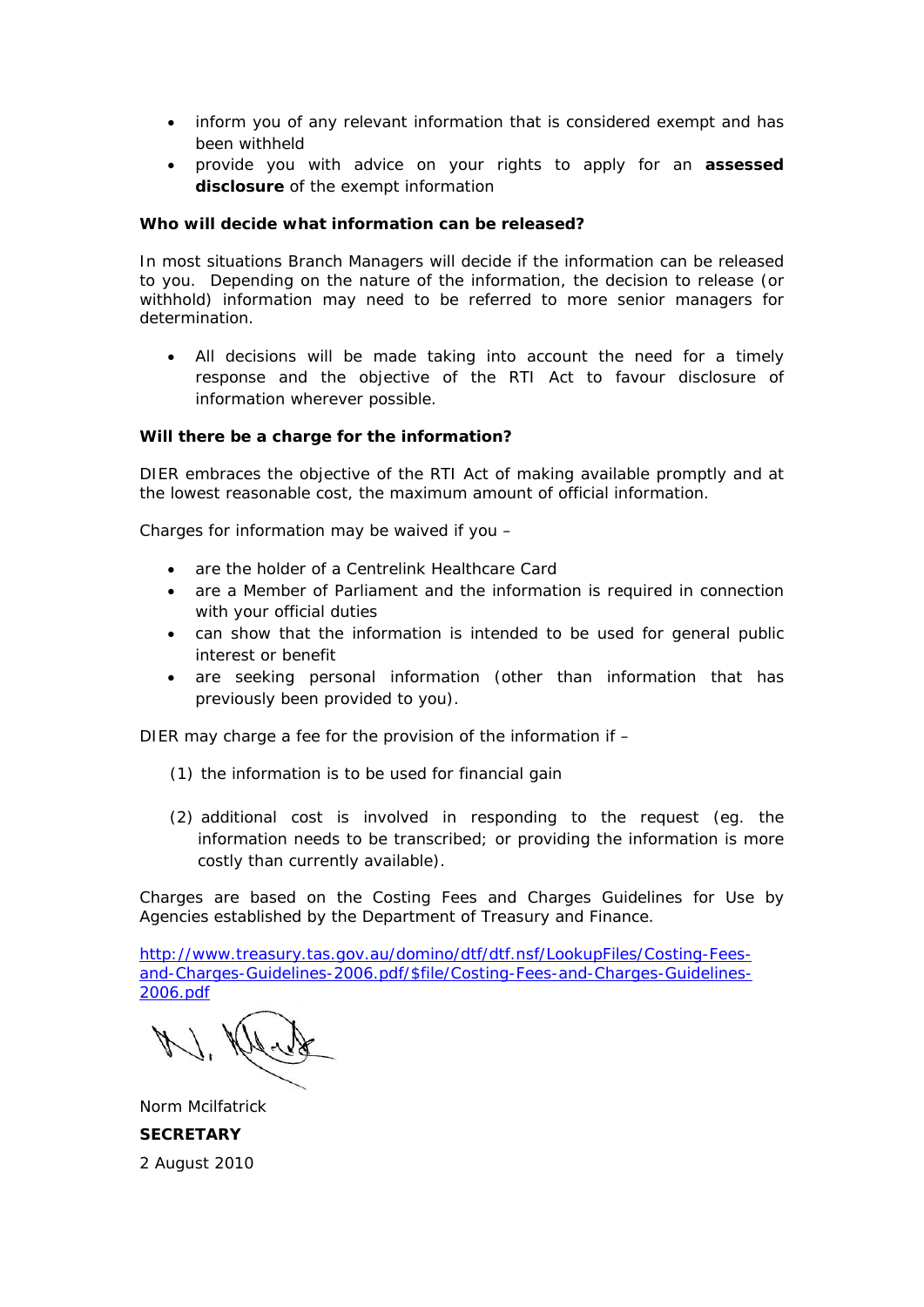- inform you of any relevant information that is considered exempt and has been withheld
- provide you with advice on your rights to apply for an **assessed disclosure** of the exempt information

**Who will decide what information can be released?**

In most situations Branch Managers will decide if the information can be released to you. Depending on the nature of the information, the decision to release (or withhold) information may need to be referred to more senior managers for determination.

- All decisions will be made taking into account the need for a timely response and the objective of the RTI Act to favour disclosure of information wherever possible.

**Will there be a charge for the information?**

DIER embraces the objective of the RTI Act of making available promptly and at the lowest reasonable cost, the maximum amount of official information.

Charges for information may be waived if you –

- are the holder of a Centrelink Healthcare Card
- are a Member of Parliament and the information is required in connection with your official duties
- can show that the information is intended to be used for general public interest or benefit
- are seeking personal information (other than information that has previously been provided to you).

DIER may charge a fee for the provision of the information if –

(1) the information is to be used for financial gain

(2) additional cost is involved in responding to the request (eg. the information needs to be transcribed; or providing the information is more costly than currently available).

Charges are based on the Costing Fees and Charges Guidelines for Use by Agencies established by the Department of Treasury and Finance.

http://www.treasury.tas.gov.au/domino/dtf/dtf.nsf/LookupFiles/Costing-Fees-and-Charges-Guidelines-2006.pdf/$file/Costing-Fees-and-Charges-Guidelines-2006.pdf

Norm Mcilfatrick

**SECRETARY**

2 August 2010